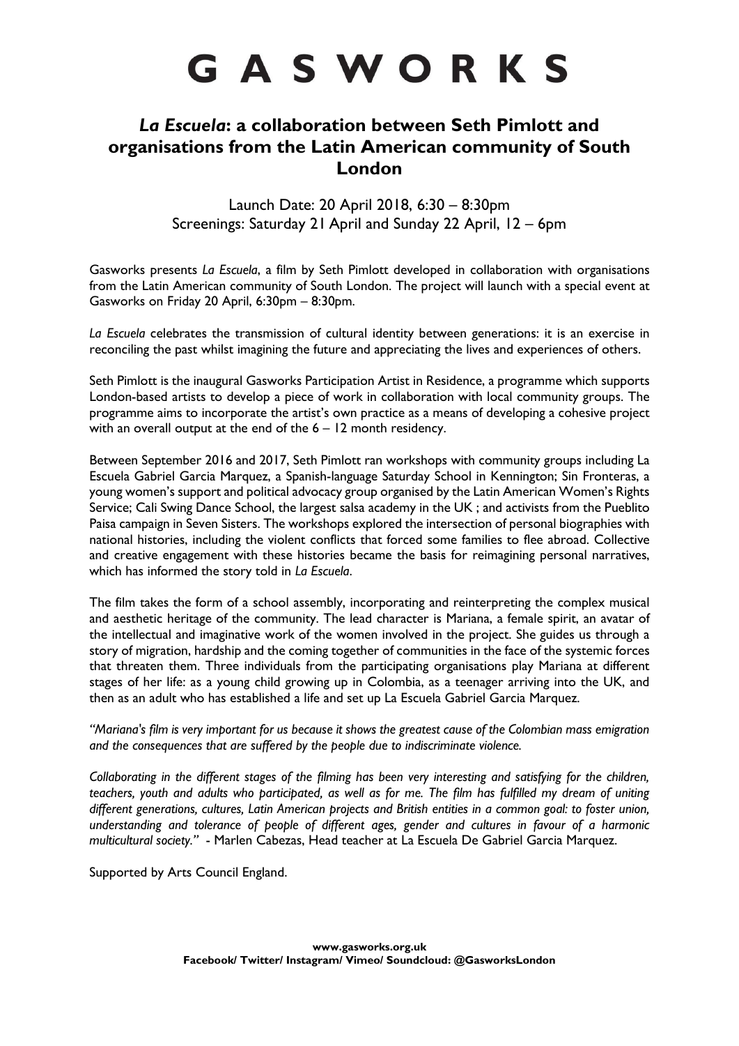# GASWORKS

## *La Escuela*: a collaboration between Seth Pimlott and organisations from the Latin American community of South London

Launch Date: 20 April 2018, 6:30 – 8:30pm
Screenings: Saturday 21 April and Sunday 22 April, 12 – 6pm

Gasworks presents *La Escuela*, a film by Seth Pimlott developed in collaboration with organisations from the Latin American community of South London. The project will launch with a special event at Gasworks on Friday 20 April, 6:30pm – 8:30pm.

*La Escuela* celebrates the transmission of cultural identity between generations: it is an exercise in reconciling the past whilst imagining the future and appreciating the lives and experiences of others.

Seth Pimlott is the inaugural Gasworks Participation Artist in Residence, a programme which supports London-based artists to develop a piece of work in collaboration with local community groups. The programme aims to incorporate the artist's own practice as a means of developing a cohesive project with an overall output at the end of the 6 – 12 month residency.

Between September 2016 and 2017, Seth Pimlott ran workshops with community groups including La Escuela Gabriel Garcia Marquez, a Spanish-language Saturday School in Kennington; Sin Fronteras, a young women's support and political advocacy group organised by the Latin American Women's Rights Service; Cali Swing Dance School, the largest salsa academy in the UK ; and activists from the Pueblito Paisa campaign in Seven Sisters. The workshops explored the intersection of personal biographies with national histories, including the violent conflicts that forced some families to flee abroad. Collective and creative engagement with these histories became the basis for reimagining personal narratives, which has informed the story told in *La Escuela*.

The film takes the form of a school assembly, incorporating and reinterpreting the complex musical and aesthetic heritage of the community. The lead character is Mariana, a female spirit, an avatar of the intellectual and imaginative work of the women involved in the project. She guides us through a story of migration, hardship and the coming together of communities in the face of the systemic forces that threaten them. Three individuals from the participating organisations play Mariana at different stages of her life: as a young child growing up in Colombia, as a teenager arriving into the UK, and then as an adult who has established a life and set up La Escuela Gabriel Garcia Marquez.

*"Mariana's film is very important for us because it shows the greatest cause of the Colombian mass emigration and the consequences that are suffered by the people due to indiscriminate violence.*

*Collaborating in the different stages of the filming has been very interesting and satisfying for the children, teachers, youth and adults who participated, as well as for me. The film has fulfilled my dream of uniting different generations, cultures, Latin American projects and British entities in a common goal: to foster union, understanding and tolerance of people of different ages, gender and cultures in favour of a harmonic multicultural society."* - Marlen Cabezas, Head teacher at La Escuela De Gabriel Garcia Marquez.

Supported by Arts Council England.

**www.gasworks.org.uk**
**Facebook/ Twitter/ Instagram/ Vimeo/ Soundcloud: @GasworksLondon**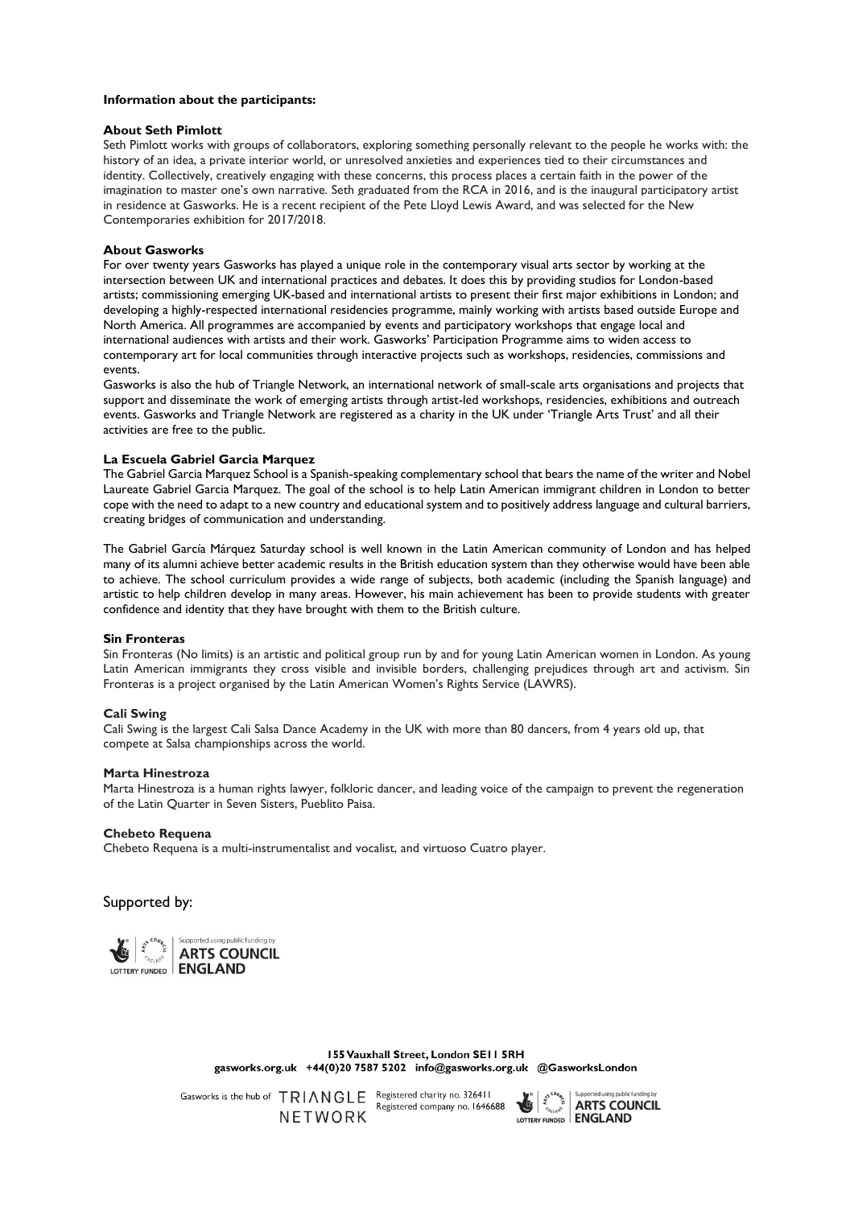**Information about the participants:**

**About Seth Pimlott**

Seth Pimlott works with groups of collaborators, exploring something personally relevant to the people he works with: the history of an idea, a private interior world, or unresolved anxieties and experiences tied to their circumstances and identity. Collectively, creatively engaging with these concerns, this process places a certain faith in the power of the imagination to master one's own narrative. Seth graduated from the RCA in 2016, and is the inaugural participatory artist in residence at Gasworks. He is a recent recipient of the Pete Lloyd Lewis Award, and was selected for the New Contemporaries exhibition for 2017/2018.

**About Gasworks**

For over twenty years Gasworks has played a unique role in the contemporary visual arts sector by working at the intersection between UK and international practices and debates. It does this by providing studios for London-based artists; commissioning emerging UK-based and international artists to present their first major exhibitions in London; and developing a highly-respected international residencies programme, mainly working with artists based outside Europe and North America. All programmes are accompanied by events and participatory workshops that engage local and international audiences with artists and their work. Gasworks' Participation Programme aims to widen access to contemporary art for local communities through interactive projects such as workshops, residencies, commissions and events.

Gasworks is also the hub of Triangle Network, an international network of small-scale arts organisations and projects that support and disseminate the work of emerging artists through artist-led workshops, residencies, exhibitions and outreach events. Gasworks and Triangle Network are registered as a charity in the UK under 'Triangle Arts Trust' and all their activities are free to the public.

**La Escuela Gabriel Garcia Marquez**

The Gabriel Garcia Marquez School is a Spanish-speaking complementary school that bears the name of the writer and Nobel Laureate Gabriel Garcia Marquez. The goal of the school is to help Latin American immigrant children in London to better cope with the need to adapt to a new country and educational system and to positively address language and cultural barriers, creating bridges of communication and understanding.

The Gabriel García Márquez Saturday school is well known in the Latin American community of London and has helped many of its alumni achieve better academic results in the British education system than they otherwise would have been able to achieve. The school curriculum provides a wide range of subjects, both academic (including the Spanish language) and artistic to help children develop in many areas. However, his main achievement has been to provide students with greater confidence and identity that they have brought with them to the British culture.

**Sin Fronteras**

Sin Fronteras (No limits) is an artistic and political group run by and for young Latin American women in London. As young Latin American immigrants they cross visible and invisible borders, challenging prejudices through art and activism. Sin Fronteras is a project organised by the Latin American Women's Rights Service (LAWRS).

**Cali Swing**

Cali Swing is the largest Cali Salsa Dance Academy in the UK with more than 80 dancers, from 4 years old up, that compete at Salsa championships across the world.

**Marta Hinestroza**

Marta Hinestroza is a human rights lawyer, folkloric dancer, and leading voice of the campaign to prevent the regeneration of the Latin Quarter in Seven Sisters, Pueblito Paisa.

**Chebeto Requena**

Chebeto Requena is a multi-instrumentalist and vocalist, and virtuoso Cuatro player.

Supported by:

Supported using public funding by ARTS COUNCIL ENGLAND

LOTTERY FUNDED

**155 Vauxhall Street, London SE11 5RH**
**gasworks.org.uk +44(0)20 7587 5202 info@gasworks.org.uk @GasworksLondon**

Gasworks is the hub of TRIANGLE NETWORK Registered charity no. 326411 Registered company no. 1646688

Supported using public funding by ARTS COUNCIL ENGLAND LOTTERY FUNDED